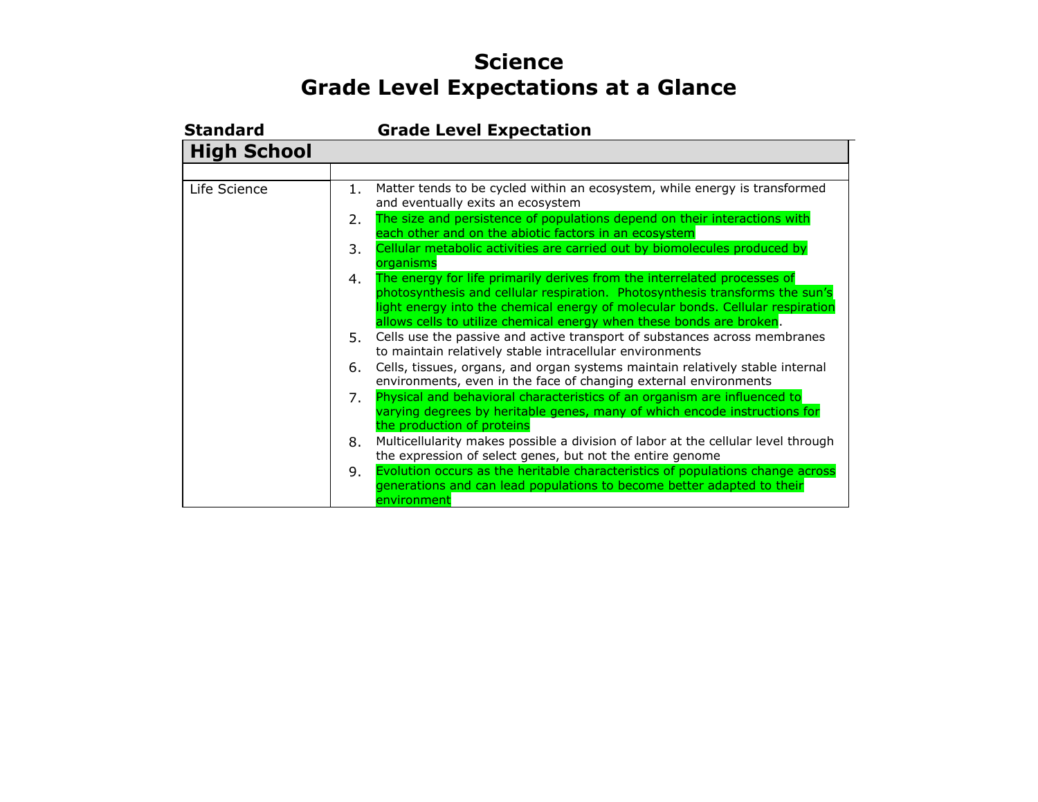# Science
# Grade Level Expectations at a Glance

| Standard | Grade Level Expectation |
|---|---|
| **High School** | |
| | |
| Life Science | 1. Matter tends to be cycled within an ecosystem, while energy is transformed and eventually exits an ecosystem<br>2. The size and persistence of populations depend on their interactions with each other and on the abiotic factors in an ecosystem<br>3. Cellular metabolic activities are carried out by biomolecules produced by organisms<br>4. The energy for life primarily derives from the interrelated processes of photosynthesis and cellular respiration. Photosynthesis transforms the sun's light energy into the chemical energy of molecular bonds. Cellular respiration allows cells to utilize chemical energy when these bonds are broken.<br>5. Cells use the passive and active transport of substances across membranes to maintain relatively stable intracellular environments<br>6. Cells, tissues, organs, and organ systems maintain relatively stable internal environments, even in the face of changing external environments<br>7. Physical and behavioral characteristics of an organism are influenced to varying degrees by heritable genes, many of which encode instructions for the production of proteins<br>8. Multicellularity makes possible a division of labor at the cellular level through the expression of select genes, but not the entire genome<br>9. Evolution occurs as the heritable characteristics of populations change across generations and can lead populations to become better adapted to their environment |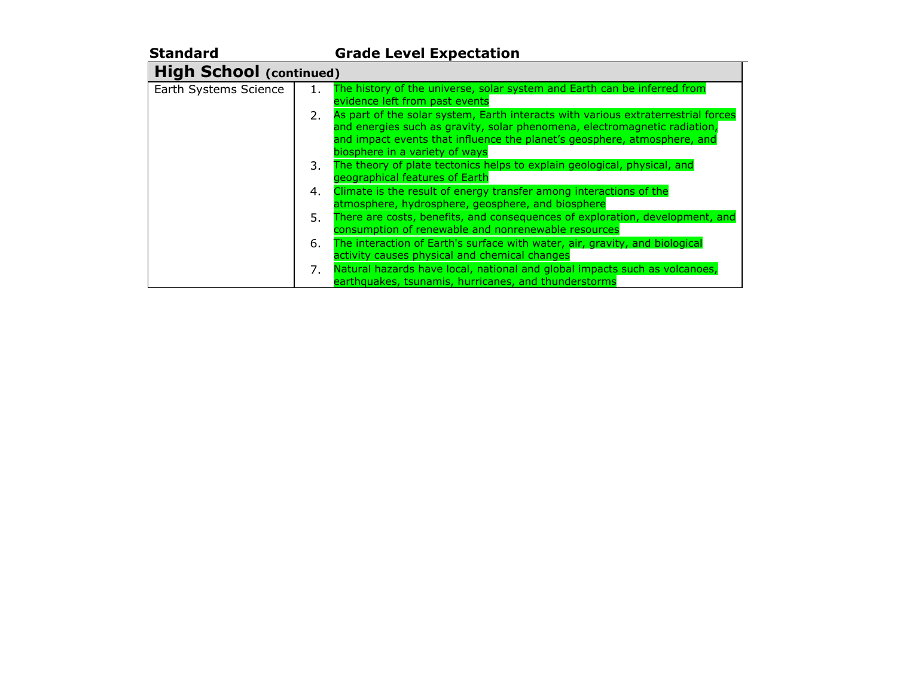| Standard | Grade Level Expectation |
|---|---|
| **High School (continued)** | |
| Earth Systems Science | 1. The history of the universe, solar system and Earth can be inferred from evidence left from past events |
| | 2. As part of the solar system, Earth interacts with various extraterrestrial forces and energies such as gravity, solar phenomena, electromagnetic radiation, and impact events that influence the planet's geosphere, atmosphere, and biosphere in a variety of ways |
| | 3. The theory of plate tectonics helps to explain geological, physical, and geographical features of Earth |
| | 4. Climate is the result of energy transfer among interactions of the atmosphere, hydrosphere, geosphere, and biosphere |
| | 5. There are costs, benefits, and consequences of exploration, development, and consumption of renewable and nonrenewable resources |
| | 6. The interaction of Earth's surface with water, air, gravity, and biological activity causes physical and chemical changes |
| | 7. Natural hazards have local, national and global impacts such as volcanoes, earthquakes, tsunamis, hurricanes, and thunderstorms |